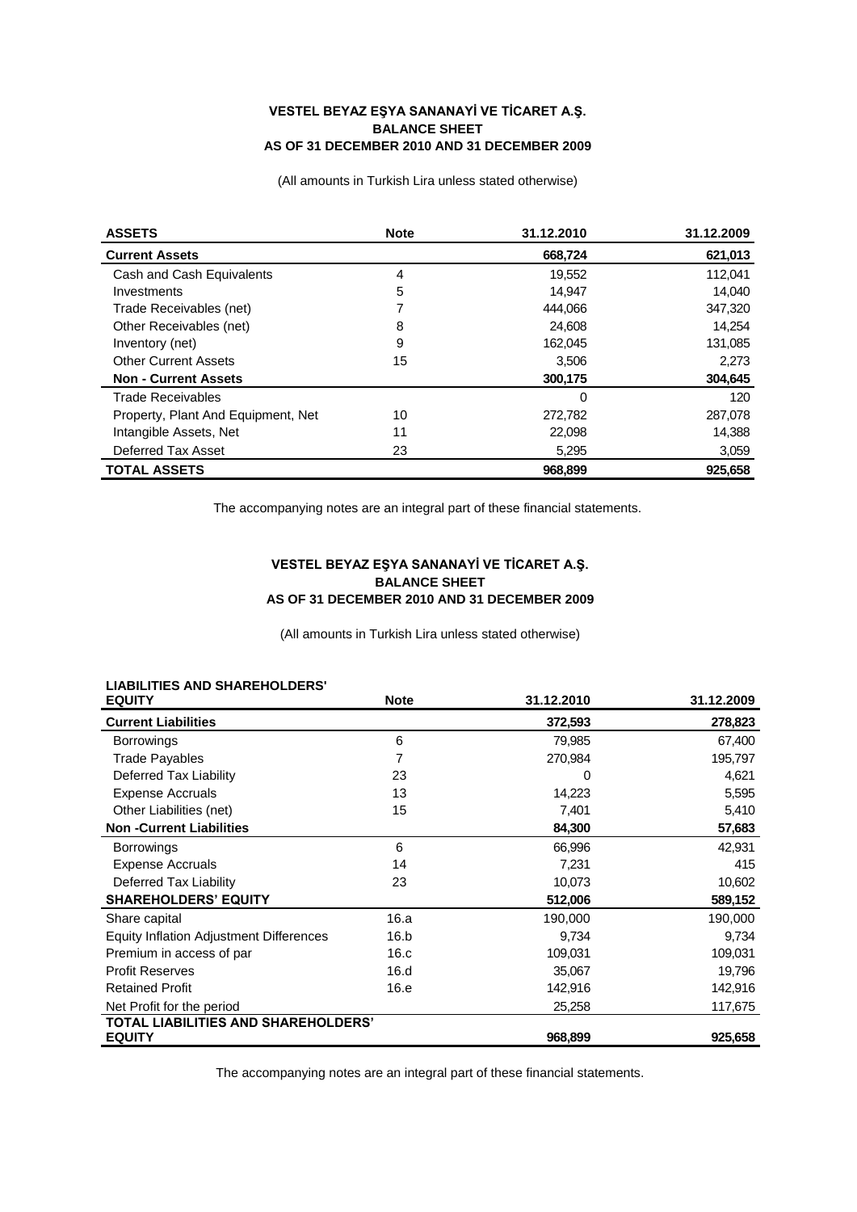# VESTEL BEYAZ EŞYA SANANAYİ VE TİCARET A.Ş.
## BALANCE SHEET
## AS OF 31 DECEMBER 2010 AND 31 DECEMBER 2009

(All amounts in Turkish Lira unless stated otherwise)

| ASSETS | Note | 31.12.2010 | 31.12.2009 |
|---|---|---|---|
| **Current Assets** | | **668,724** | **621,013** |
| Cash and Cash Equivalents | 4 | 19,552 | 112,041 |
| Investments | 5 | 14,947 | 14,040 |
| Trade Receivables (net) | 7 | 444,066 | 347,320 |
| Other Receivables (net) | 8 | 24,608 | 14,254 |
| Inventory (net) | 9 | 162,045 | 131,085 |
| Other Current Assets | 15 | 3,506 | 2,273 |
| **Non - Current Assets** | | **300,175** | **304,645** |
| Trade Receivables | | 0 | 120 |
| Property, Plant And Equipment, Net | 10 | 272,782 | 287,078 |
| Intangible Assets, Net | 11 | 22,098 | 14,388 |
| Deferred Tax Asset | 23 | 5,295 | 3,059 |
| **TOTAL ASSETS** | | **968,899** | **925,658** |

The accompanying notes are an integral part of these financial statements.

# VESTEL BEYAZ EŞYA SANANAYİ VE TİCARET A.Ş.
## BALANCE SHEET
## AS OF 31 DECEMBER 2010 AND 31 DECEMBER 2009

(All amounts in Turkish Lira unless stated otherwise)

| LIABILITIES AND SHAREHOLDERS' EQUITY | Note | 31.12.2010 | 31.12.2009 |
|---|---|---|---|
| **Current Liabilities** | | **372,593** | **278,823** |
| Borrowings | 6 | 79,985 | 67,400 |
| Trade Payables | 7 | 270,984 | 195,797 |
| Deferred Tax Liability | 23 | 0 | 4,621 |
| Expense Accruals | 13 | 14,223 | 5,595 |
| Other Liabilities (net) | 15 | 7,401 | 5,410 |
| **Non -Current Liabilities** | | **84,300** | **57,683** |
| Borrowings | 6 | 66,996 | 42,931 |
| Expense Accruals | 14 | 7,231 | 415 |
| Deferred Tax Liability | 23 | 10,073 | 10,602 |
| **SHAREHOLDERS' EQUITY** | | **512,006** | **589,152** |
| Share capital | 16.a | 190,000 | 190,000 |
| Equity Inflation Adjustment Differences | 16.b | 9,734 | 9,734 |
| Premium in access of par | 16.c | 109,031 | 109,031 |
| Profit Reserves | 16.d | 35,067 | 19,796 |
| Retained Profit | 16.e | 142,916 | 142,916 |
| Net Profit for the period | | 25,258 | 117,675 |
| **TOTAL LIABILITIES AND SHAREHOLDERS' EQUITY** | | **968,899** | **925,658** |

The accompanying notes are an integral part of these financial statements.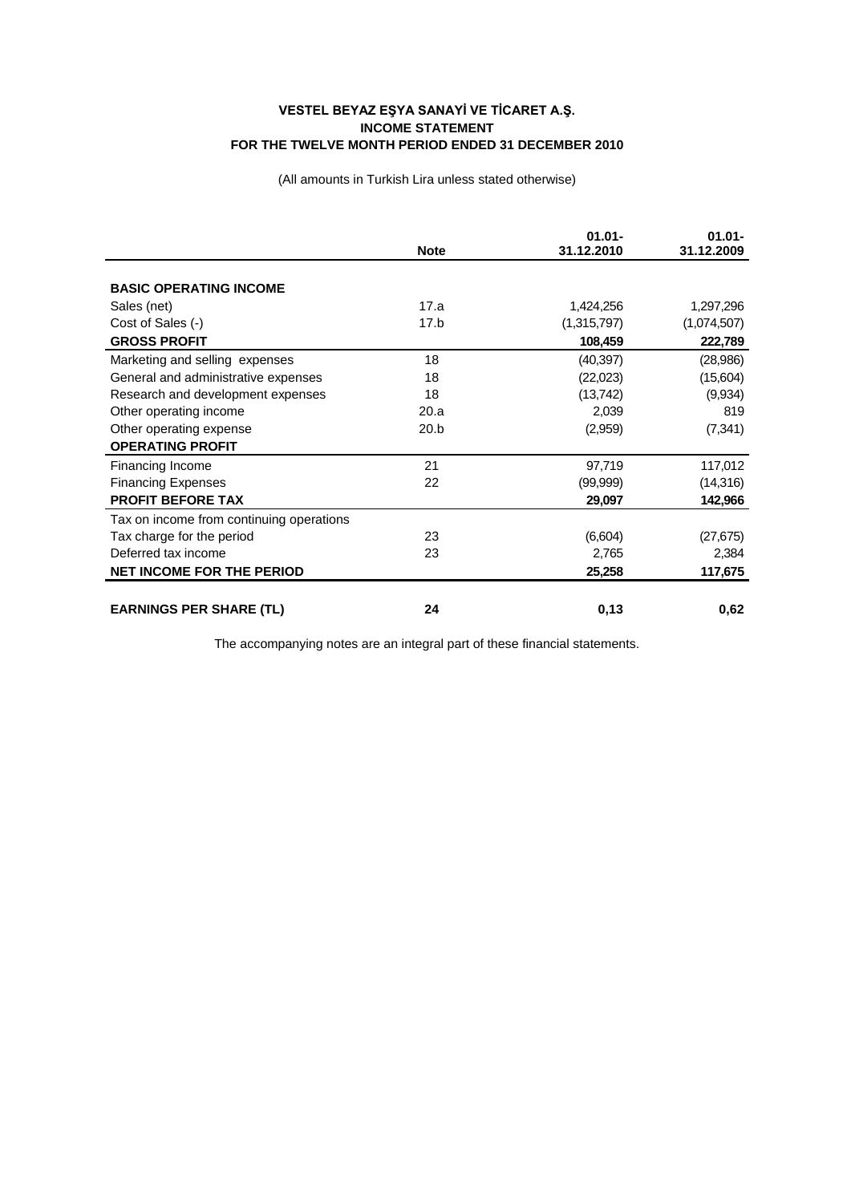**VESTEL BEYAZ EŞYA SANAYİ VE TİCARET A.Ş.**
**INCOME STATEMENT**
**FOR THE TWELVE MONTH PERIOD ENDED 31 DECEMBER 2010**

(All amounts in Turkish Lira unless stated otherwise)

| | Note | 01.01-31.12.2010 | 01.01-31.12.2009 |
|---|---|---|---|
| **BASIC OPERATING INCOME** | | | |
| Sales (net) | 17.a | 1,424,256 | 1,297,296 |
| Cost of Sales (-) | 17.b | (1,315,797) | (1,074,507) |
| **GROSS PROFIT** | | **108,459** | **222,789** |
| Marketing and selling expenses | 18 | (40,397) | (28,986) |
| General and administrative expenses | 18 | (22,023) | (15,604) |
| Research and development expenses | 18 | (13,742) | (9,934) |
| Other operating income | 20.a | 2,039 | 819 |
| Other operating expense | 20.b | (2,959) | (7,341) |
| **OPERATING PROFIT** | | | |
| Financing Income | 21 | 97,719 | 117,012 |
| Financing Expenses | 22 | (99,999) | (14,316) |
| **PROFIT BEFORE TAX** | | **29,097** | **142,966** |
| Tax on income from continuing operations | | | |
| Tax charge for the period | 23 | (6,604) | (27,675) |
| Deferred tax income | 23 | 2,765 | 2,384 |
| **NET INCOME FOR THE PERIOD** | | **25,258** | **117,675** |
| **EARNINGS PER SHARE (TL)** | **24** | **0,13** | **0,62** |

The accompanying notes are an integral part of these financial statements.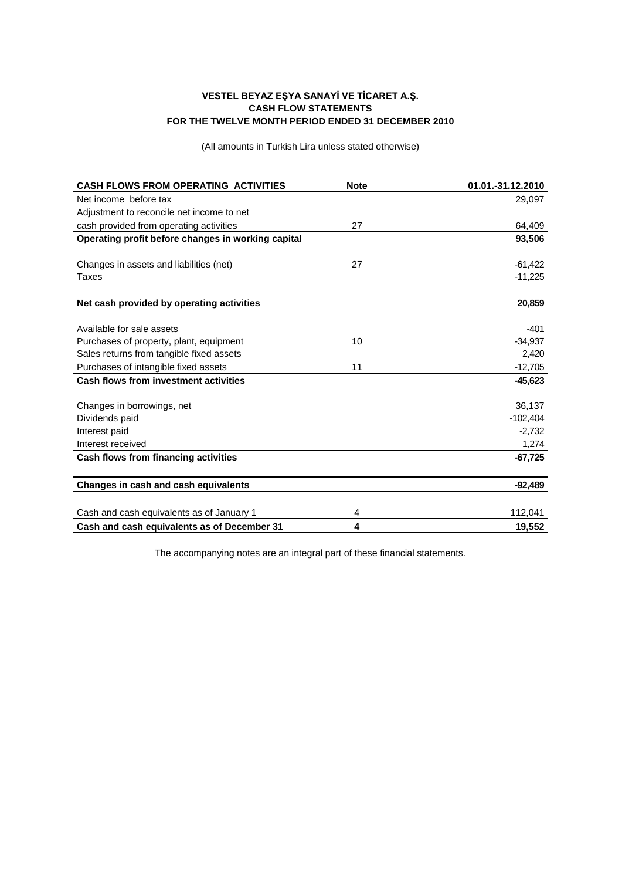**VESTEL BEYAZ EŞYA SANAYİ VE TİCARET A.Ş.**
**CASH FLOW STATEMENTS**
**FOR THE TWELVE MONTH PERIOD ENDED 31 DECEMBER 2010**

(All amounts in Turkish Lira unless stated otherwise)

| **CASH FLOWS FROM OPERATING ACTIVITIES** | **Note** | **01.01.-31.12.2010** |
|---|---|---|
| Net income before tax | | 29,097 |
| Adjustment to reconcile net income to net | | |
| cash provided from operating activities | 27 | 64,409 |
| **Operating profit before changes in working capital** | | **93,506** |
| | | |
| Changes in assets and liabilities (net) | 27 | -61,422 |
| Taxes | | -11,225 |
| | | |
| **Net cash provided by operating activities** | | **20,859** |
| | | |
| Available for sale assets | | -401 |
| Purchases of property, plant, equipment | 10 | -34,937 |
| Sales returns from tangible fixed assets | | 2,420 |
| Purchases of intangible fixed assets | 11 | -12,705 |
| **Cash flows from investment activities** | | **-45,623** |
| | | |
| Changes in borrowings, net | | 36,137 |
| Dividends paid | | -102,404 |
| Interest paid | | -2,732 |
| Interest received | | 1,274 |
| **Cash flows from financing activities** | | **-67,725** |
| | | |
| **Changes in cash and cash equivalents** | | **-92,489** |
| | | |
| Cash and cash equivalents as of January 1 | 4 | 112,041 |
| **Cash and cash equivalents as of December 31** | **4** | **19,552** |

The accompanying notes are an integral part of these financial statements.